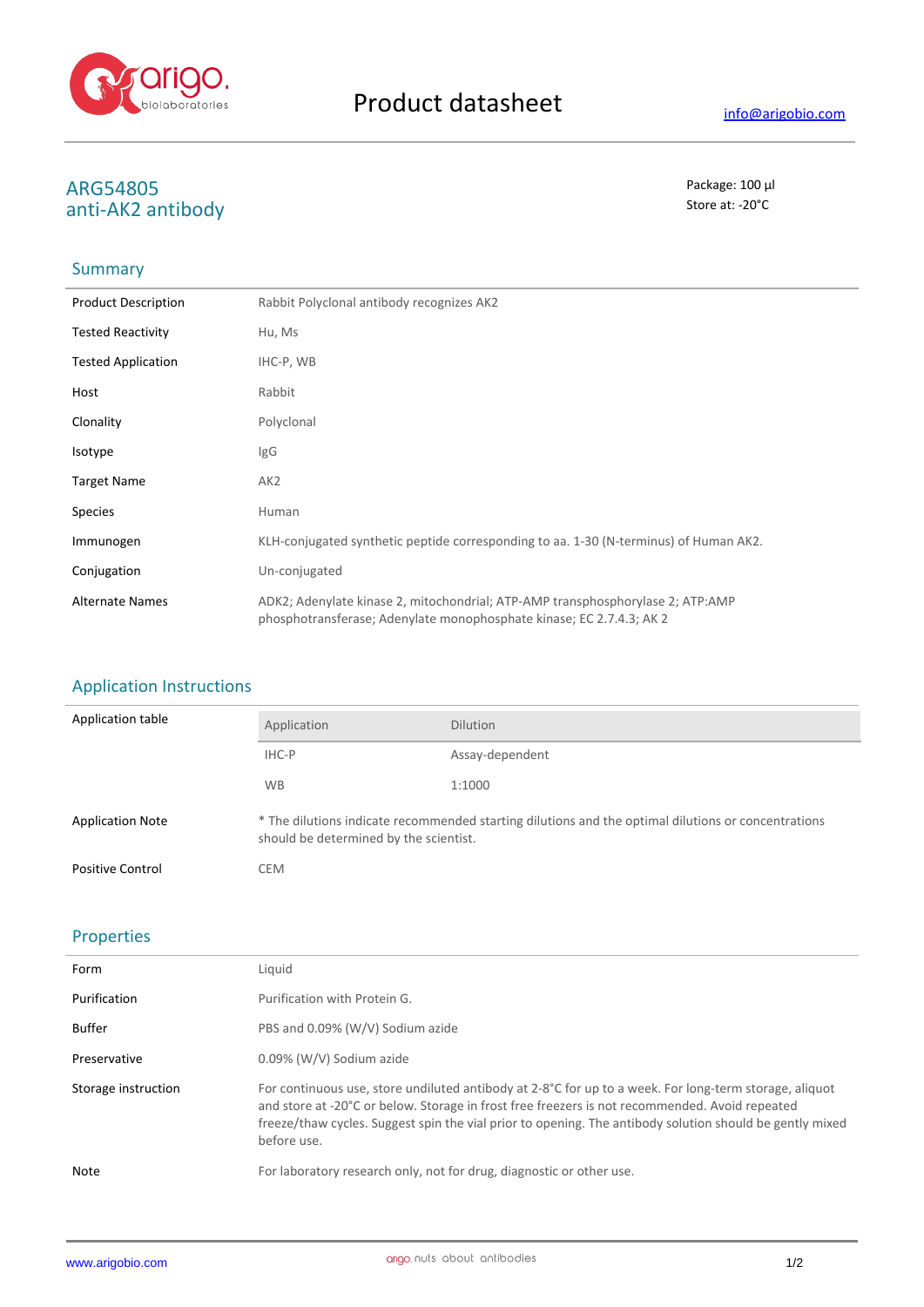# Product datasheet

info@arigobio.com

## ARG54805
## anti-AK2 antibody

Package: 100 μl
Store at: -20°C

### Summary

| | |
|---|---|
| Product Description | Rabbit Polyclonal antibody recognizes AK2 |
| Tested Reactivity | Hu, Ms |
| Tested Application | IHC-P, WB |
| Host | Rabbit |
| Clonality | Polyclonal |
| Isotype | IgG |
| Target Name | AK2 |
| Species | Human |
| Immunogen | KLH-conjugated synthetic peptide corresponding to aa. 1-30 (N-terminus) of Human AK2. |
| Conjugation | Un-conjugated |
| Alternate Names | ADK2; Adenylate kinase 2, mitochondrial; ATP-AMP transphosphorylase 2; ATP:AMP phosphotransferase; Adenylate monophosphate kinase; EC 2.7.4.3; AK 2 |

### Application Instructions

Application table

| Application | Dilution |
|---|---|
| IHC-P | Assay-dependent |
| WB | 1:1000 |

| | |
|---|---|
| Application Note | * The dilutions indicate recommended starting dilutions and the optimal dilutions or concentrations should be determined by the scientist. |
| Positive Control | CEM |

### Properties

| | |
|---|---|
| Form | Liquid |
| Purification | Purification with Protein G. |
| Buffer | PBS and 0.09% (W/V) Sodium azide |
| Preservative | 0.09% (W/V) Sodium azide |
| Storage instruction | For continuous use, store undiluted antibody at 2-8°C for up to a week. For long-term storage, aliquot and store at -20°C or below. Storage in frost free freezers is not recommended. Avoid repeated freeze/thaw cycles. Suggest spin the vial prior to opening. The antibody solution should be gently mixed before use. |
| Note | For laboratory research only, not for drug, diagnostic or other use. |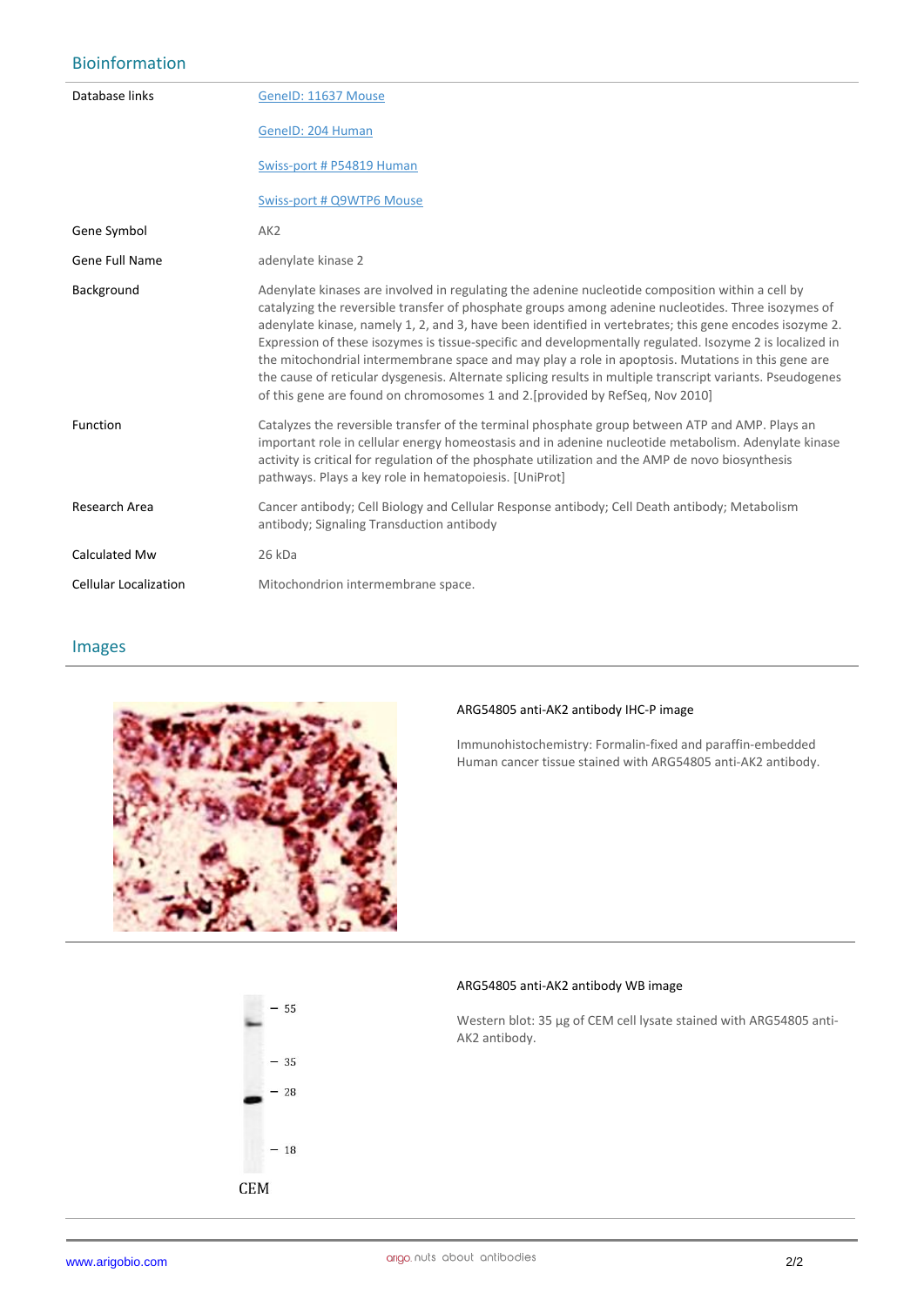## Bioinformation

| | |
|---|---|
| Database links | GeneID: 11637 Mouse |
| | GeneID: 204 Human |
| | Swiss-port # P54819 Human |
| | Swiss-port # Q9WTP6 Mouse |
| Gene Symbol | AK2 |
| Gene Full Name | adenylate kinase 2 |
| Background | Adenylate kinases are involved in regulating the adenine nucleotide composition within a cell by catalyzing the reversible transfer of phosphate groups among adenine nucleotides. Three isozymes of adenylate kinase, namely 1, 2, and 3, have been identified in vertebrates; this gene encodes isozyme 2. Expression of these isozymes is tissue-specific and developmentally regulated. Isozyme 2 is localized in the mitochondrial intermembrane space and may play a role in apoptosis. Mutations in this gene are the cause of reticular dysgenesis. Alternate splicing results in multiple transcript variants. Pseudogenes of this gene are found on chromosomes 1 and 2.[provided by RefSeq, Nov 2010] |
| Function | Catalyzes the reversible transfer of the terminal phosphate group between ATP and AMP. Plays an important role in cellular energy homeostasis and in adenine nucleotide metabolism. Adenylate kinase activity is critical for regulation of the phosphate utilization and the AMP de novo biosynthesis pathways. Plays a key role in hematopoiesis. [UniProt] |
| Research Area | Cancer antibody; Cell Biology and Cellular Response antibody; Cell Death antibody; Metabolism antibody; Signaling Transduction antibody |
| Calculated Mw | 26 kDa |
| Cellular Localization | Mitochondrion intermembrane space. |

## Images

**ARG54805 anti-AK2 antibody IHC-P image**

Immunohistochemistry: Formalin-fixed and paraffin-embedded Human cancer tissue stained with ARG54805 anti-AK2 antibody.

55
35
28
18
CEM

**ARG54805 anti-AK2 antibody WB image**

Western blot: 35 µg of CEM cell lysate stained with ARG54805 anti-AK2 antibody.